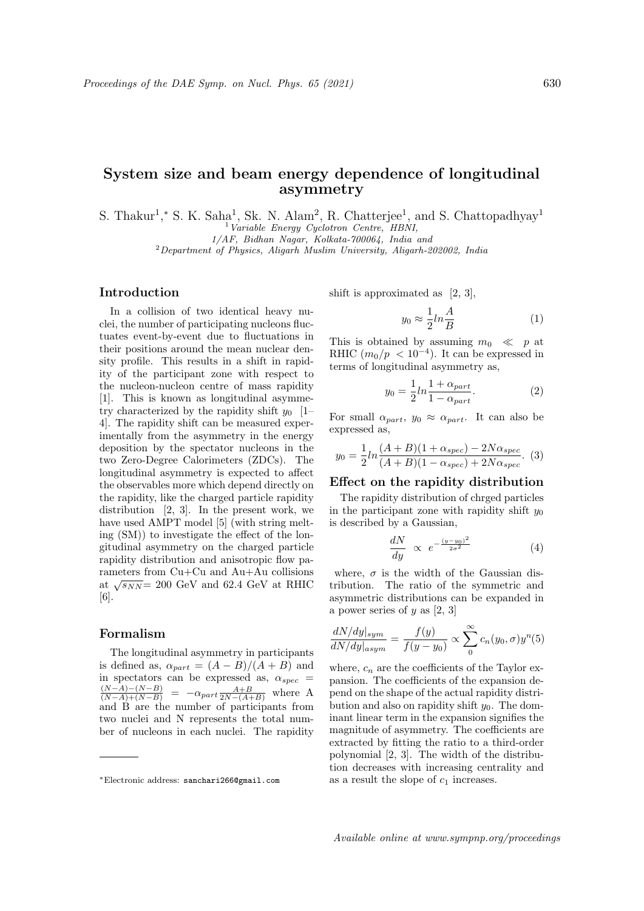# System size and beam energy dependence of longitudinal asymmetry

S. Thakur[1],* S. K. Saha[1], Sk. N. Alam[2], R. Chatterjee[1], and S. Chattopadhyay[1]

[1] *Variable Energy Cyclotron Centre, HBNI, 1/AF, Bidhan Nagar, Kolkata-700064, India and*
[2] *Department of Physics, Aligarh Muslim University, Aligarh-202002, India*

## Introduction

In a collision of two identical heavy nuclei, the number of participating nucleons fluctuates event-by-event due to fluctuations in their positions around the mean nuclear density profile. This results in a shift in rapidity of the participant zone with respect to the nucleon-nucleon centre of mass rapidity [1]. This is known as longitudinal asymmetry characterized by the rapidity shift $y_0$ [1–4]. The rapidity shift can be measured experimentally from the asymmetry in the energy deposition by the spectator nucleons in the two Zero-Degree Calorimeters (ZDCs). The longitudinal asymmetry is expected to affect the observables more which depend directly on the rapidity, like the charged particle rapidity distribution [2, 3]. In the present work, we have used AMPT model [5] (with string melting (SM)) to investigate the effect of the longitudinal asymmetry on the charged particle rapidity distribution and anisotropic flow parameters from Cu+Cu and Au+Au collisions at $\sqrt{s_{NN}}$= 200 GeV and 62.4 GeV at RHIC [6].

## Formalism

The longitudinal asymmetry in participants is defined as, $\alpha_{part} = (A-B)/(A+B)$ and in spectators can be expressed as, $\alpha_{spec} = \frac{(N-A)-(N-B)}{(N-A)+(N-B)} = -\alpha_{part}\frac{A+B}{2N-(A+B)}$ where A and B are the number of participants from two nuclei and N represents the total number of nucleons in each nuclei. The rapidity shift is approximated as [2, 3],

$$y_0 \approx \frac{1}{2} ln\frac{A}{B} \tag{1}$$

This is obtained by assuming $m_0 \ll p$ at RHIC ($m_0/p < 10^{-4}$). It can be expressed in terms of longitudinal asymmetry as,

$$y_0 = \frac{1}{2} ln\frac{1+\alpha_{part}}{1-\alpha_{part}}. \tag{2}$$

For small $\alpha_{part}$, $y_0 \approx \alpha_{part}$. It can also be expressed as,

$$y_0 = \frac{1}{2} ln\frac{(A+B)(1+\alpha_{spec}) - 2N\alpha_{spec}}{(A+B)(1-\alpha_{spec}) + 2N\alpha_{spec}}. \tag{3}$$

## Effect on the rapidity distribution

The rapidity distribution of chrged particles in the participant zone with rapidity shift $y_0$ is described by a Gaussian,

$$\frac{dN}{dy} \propto e^{-\frac{(y-y_0)^2}{2\sigma^2}} \tag{4}$$

where, $\sigma$ is the width of the Gaussian distribution. The ratio of the symmetric and asymmetric distributions can be expanded in a power series of $y$ as [2, 3]

$$\frac{dN/dy|_{sym}}{dN/dy|_{asym}} = \frac{f(y)}{f(y-y_0)} \propto \sum_{0}^{\infty} c_n(y_0, \sigma) y^n \tag{5}$$

where, $c_n$ are the coefficients of the Taylor expansion. The coefficients of the expansion depend on the shape of the actual rapidity distribution and also on rapidity shift $y_0$. The dominant linear term in the expansion signifies the magnitude of asymmetry. The coefficients are extracted by fitting the ratio to a third-order polynomial [2, 3]. The width of the distribution decreases with increasing centrality and as a result the slope of $c_1$ increases.

---

*Electronic address: sanchari266@gmail.com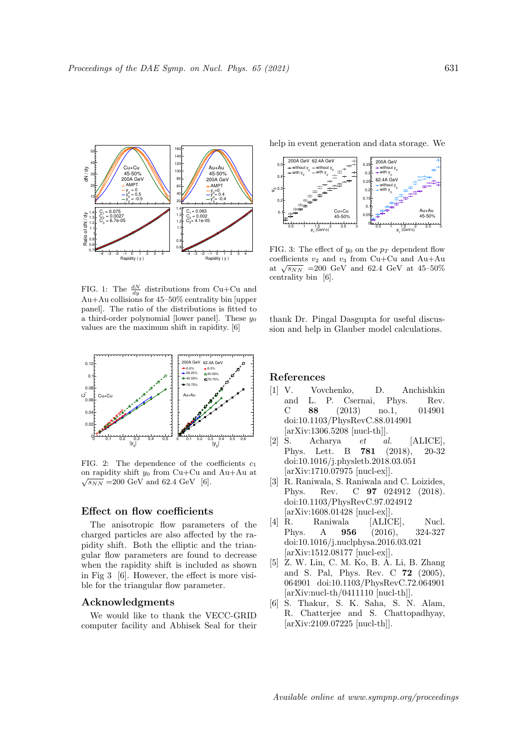Cu+Cu
45-50%
200A GeV
AMPT
$y_0 = 0$
$y_0 = 0.5$
$y_0 = -0.5$

Au+Au
45-50%
200A GeV
AMPT
$y_0=0$
$y_0 = 0.4$
$y_0 = -0.4$

$C_1 = 0.075$
$C_2 = 0.0027$
$C_3 = 6.7e-05$

$C_1 = 0.063$
$C_2 = 0.002$
$C_3 = 4.1e-05$

dN / dy
Ratio of dN / dy
Rapidity ( y )

FIG. 1: The $\frac{dN}{dy}$ distributions from Cu+Cu and Au+Au collisions for 45–50% centrality bin [upper panel]. The ratio of the distributions is fitted to a third-order polynomial [lower panel]. These $y_0$ values are the maximum shift in rapidity. [6]

200A GeV 62.4A GeV
0-5%
20-25%
45-50%
70-75%
Cu+Cu
Au+Au
$C_1$
$|y_0|$

FIG. 2: The dependence of the coefficients $c_1$ on rapidity shift $y_0$ from Cu+Cu and Au+Au at $\sqrt{s_{NN}}$ =200 GeV and 62.4 GeV [6].

## Effect on flow coefficients

The anisotropic flow parameters of the charged particles are also affected by the rapidity shift. Both the elliptic and the triangular flow parameters are found to decrease when the rapidity shift is included as shown in Fig 3 [6]. However, the effect is more visible for the triangular flow parameter.

## Acknowledgments

We would like to thank the VECC-GRID computer facility and Abhisek Seal for their help in event generation and data storage. We thank Dr. Pingal Dasgupta for useful discussion and help in Glauber model calculations.

200A GeV 62.4A GeV
without $y_0$
with $y_0$
Cu+Cu
45-50%
200A GeV
62.4A GeV
Au+Au
45-50%
$v_3$
$p_T$ (GeV/c)

FIG. 3: The effect of $y_0$ on the $p_T$ dependent flow coefficients $v_2$ and $v_3$ from Cu+Cu and Au+Au at $\sqrt{s_{NN}}$ =200 GeV and 62.4 GeV at 45–50% centrality bin [6].

## References

[1] V. Vovchenko, D. Anchishkin and L. P. Csernai, Phys. Rev. C **88** (2013) no.1, 014901 doi:10.1103/PhysRevC.88.014901 [arXiv:1306.5208 [nucl-th]].

[2] S. Acharya *et al.* [ALICE], Phys. Lett. B **781** (2018), 20-32 doi:10.1016/j.physletb.2018.03.051 [arXiv:1710.07975 [nucl-ex]].

[3] R. Raniwala, S. Raniwala and C. Loizides, Phys. Rev. C **97** 024912 (2018). doi:10.1103/PhysRevC.97.024912 [arXiv:1608.01428 [nucl-ex]].

[4] R. Raniwala [ALICE], Nucl. Phys. A **956** (2016), 324-327 doi:10.1016/j.nuclphysa.2016.03.021 [arXiv:1512.08177 [nucl-ex]].

[5] Z. W. Lin, C. M. Ko, B. A. Li, B. Zhang and S. Pal, Phys. Rev. C **72** (2005), 064901 doi:10.1103/PhysRevC.72.064901 [arXiv:nucl-th/0411110 [nucl-th]].

[6] S. Thakur, S. K. Saha, S. N. Alam, R. Chatterjee and S. Chattopadhyay, [arXiv:2109.07225 [nucl-th]].